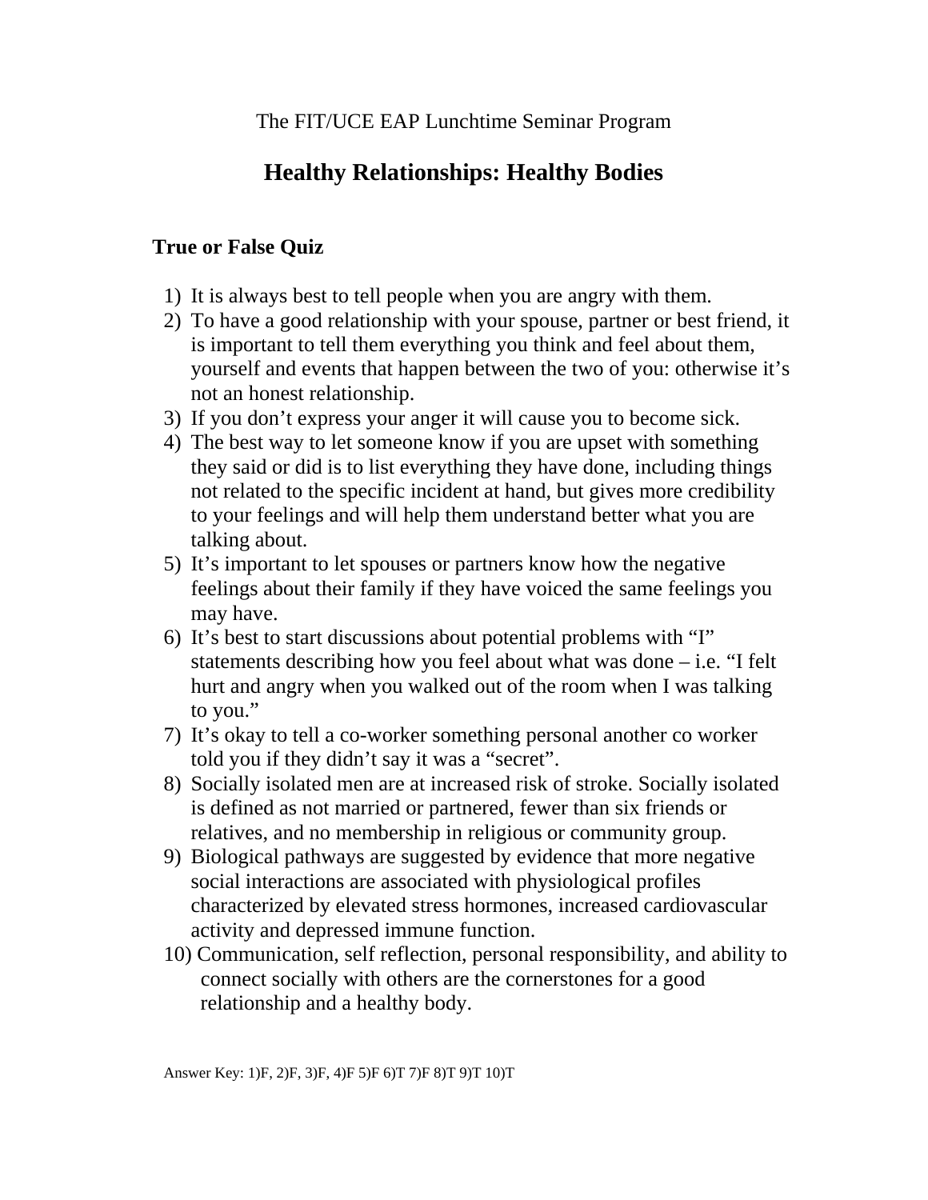The FIT/UCE EAP Lunchtime Seminar Program

# Healthy Relationships: Healthy Bodies

## True or False Quiz

1) It is always best to tell people when you are angry with them.
2) To have a good relationship with your spouse, partner or best friend, it is important to tell them everything you think and feel about them, yourself and events that happen between the two of you: otherwise it's not an honest relationship.
3) If you don't express your anger it will cause you to become sick.
4) The best way to let someone know if you are upset with something they said or did is to list everything they have done, including things not related to the specific incident at hand, but gives more credibility to your feelings and will help them understand better what you are talking about.
5) It's important to let spouses or partners know how the negative feelings about their family if they have voiced the same feelings you may have.
6) It's best to start discussions about potential problems with "I" statements describing how you feel about what was done – i.e. "I felt hurt and angry when you walked out of the room when I was talking to you."
7) It's okay to tell a co-worker something personal another co worker told you if they didn't say it was a "secret".
8) Socially isolated men are at increased risk of stroke. Socially isolated is defined as not married or partnered, fewer than six friends or relatives, and no membership in religious or community group.
9) Biological pathways are suggested by evidence that more negative social interactions are associated with physiological profiles characterized by elevated stress hormones, increased cardiovascular activity and depressed immune function.
10) Communication, self reflection, personal responsibility, and ability to connect socially with others are the cornerstones for a good relationship and a healthy body.

Answer Key: 1)F, 2)F, 3)F, 4)F 5)F 6)T 7)F 8)T 9)T 10)T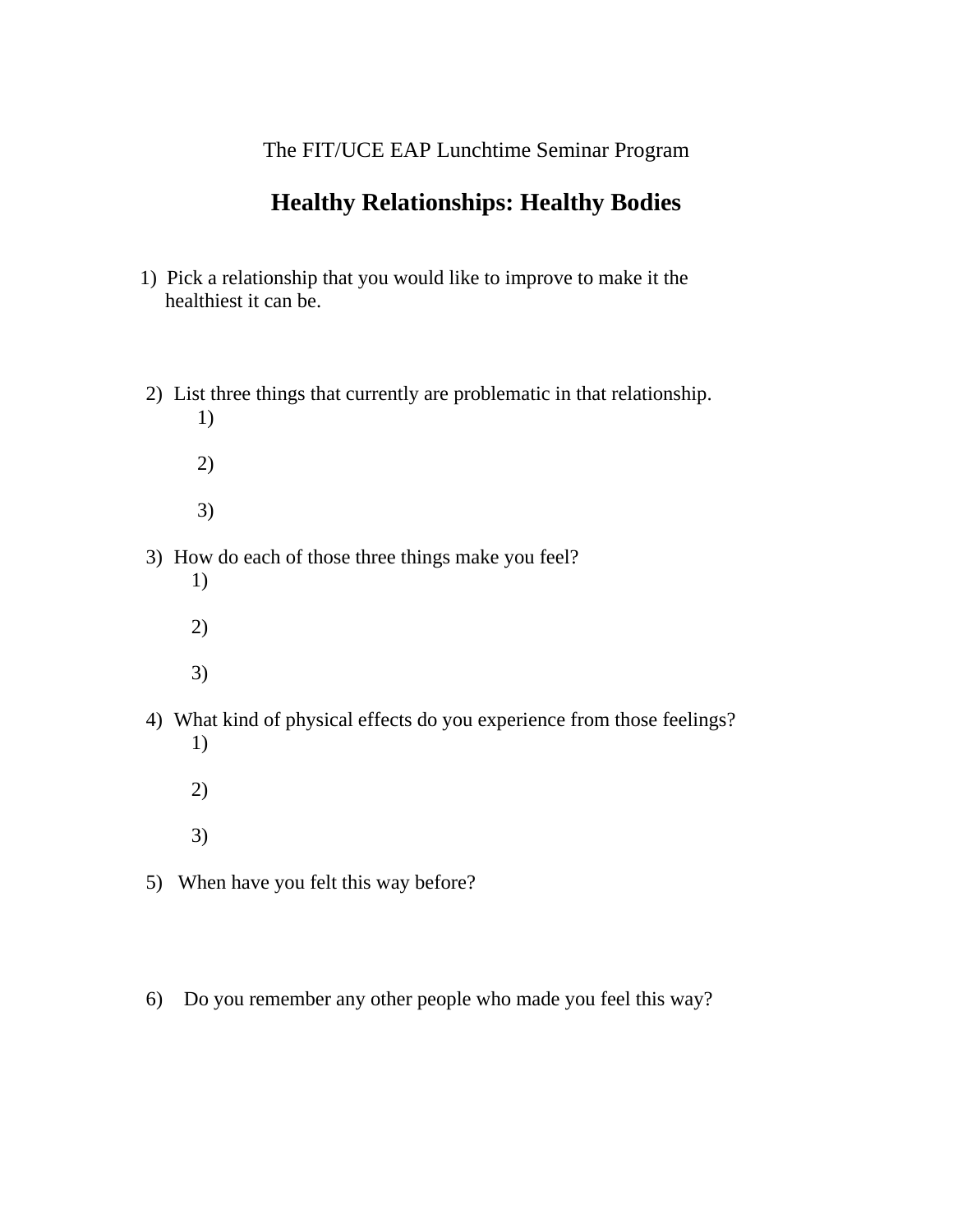The FIT/UCE EAP Lunchtime Seminar Program

# Healthy Relationships: Healthy Bodies

1) Pick a relationship that you would like to improve to make it the healthiest it can be.

2) List three things that currently are problematic in that relationship.
   1)
   2)
   3)

3) How do each of those three things make you feel?
   1)
   2)
   3)

4) What kind of physical effects do you experience from those feelings?
   1)
   2)
   3)

5) When have you felt this way before?

6) Do you remember any other people who made you feel this way?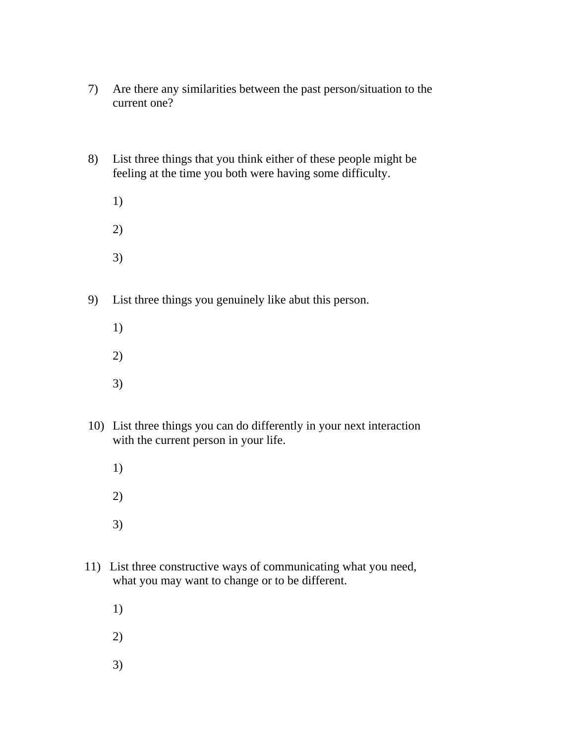7) Are there any similarities between the past person/situation to the current one?

8) List three things that you think either of these people might be feeling at the time you both were having some difficulty.

   1)

   2)

   3)

9) List three things you genuinely like abut this person.

   1)

   2)

   3)

10) List three things you can do differently in your next interaction with the current person in your life.

    1)

    2)

    3)

11) List three constructive ways of communicating what you need, what you may want to change or to be different.

    1)

    2)

    3)